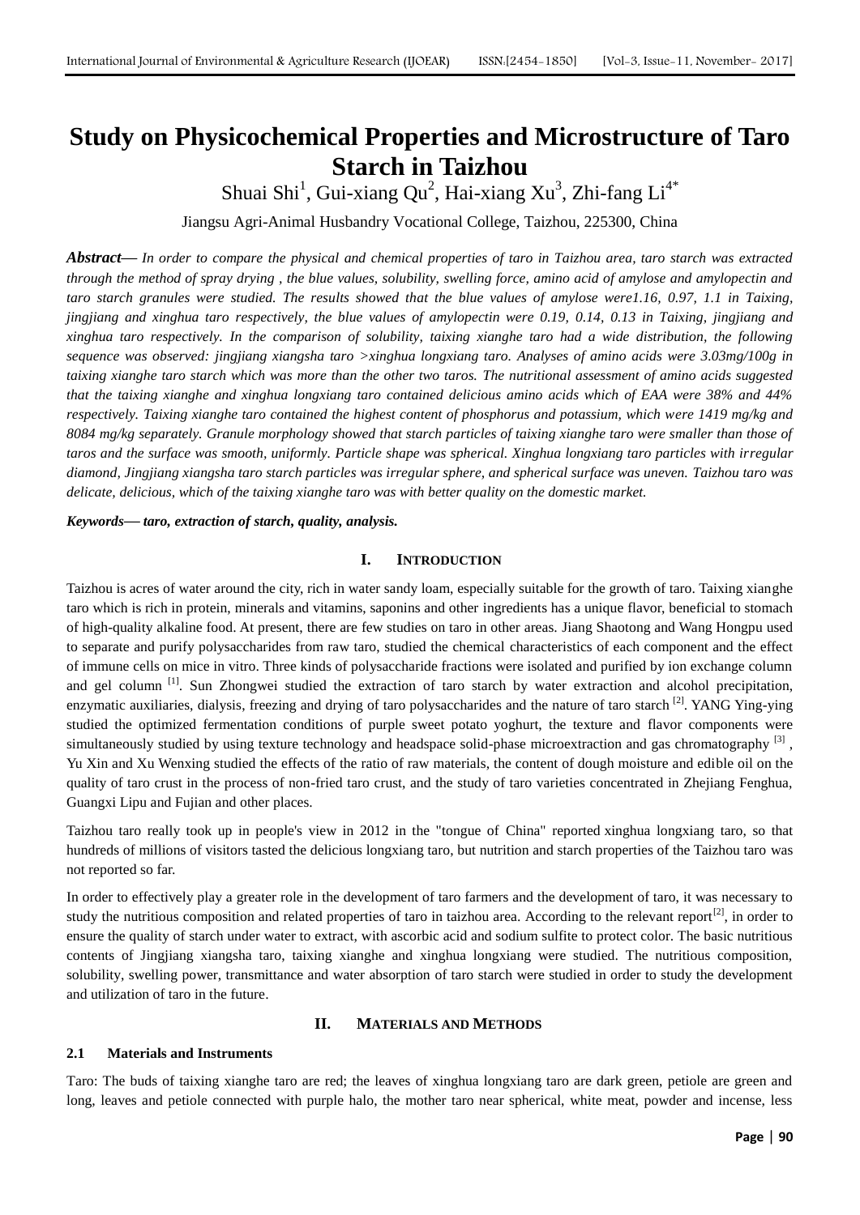# Study on Physicochemical Properties and Microstructure of Taro Starch in Taizhou

Shuai Shi[1], Gui-xiang Qu[2], Hai-xiang Xu[3], Zhi-fang Li[4*]

Jiangsu Agri-Animal Husbandry Vocational College, Taizhou, 225300, China

***Abstract*—** *In order to compare the physical and chemical properties of taro in Taizhou area, taro starch was extracted through the method of spray drying , the blue values, solubility, swelling force, amino acid of amylose and amylopectin and taro starch granules were studied. The results showed that the blue values of amylose were1.16, 0.97, 1.1 in Taixing, jingjiang and xinghua taro respectively, the blue values of amylopectin were 0.19, 0.14, 0.13 in Taixing, jingjiang and xinghua taro respectively. In the comparison of solubility, taixing xianghe taro had a wide distribution, the following sequence was observed: jingjiang xiangsha taro >xinghua longxiang taro. Analyses of amino acids were 3.03mg/100g in taixing xianghe taro starch which was more than the other two taros. The nutritional assessment of amino acids suggested that the taixing xianghe and xinghua longxiang taro contained delicious amino acids which of EAA were 38% and 44% respectively. Taixing xianghe taro contained the highest content of phosphorus and potassium, which were 1419 mg/kg and 8084 mg/kg separately. Granule morphology showed that starch particles of taixing xianghe taro were smaller than those of taros and the surface was smooth, uniformly. Particle shape was spherical. Xinghua longxiang taro particles with irregular diamond, Jingjiang xiangsha taro starch particles was irregular sphere, and spherical surface was uneven. Taizhou taro was delicate, delicious, which of the taixing xianghe taro was with better quality on the domestic market.*

***Keywords*— *taro, extraction of starch, quality, analysis.***

## I. INTRODUCTION

Taizhou is acres of water around the city, rich in water sandy loam, especially suitable for the growth of taro. Taixing xianghe taro which is rich in protein, minerals and vitamins, saponins and other ingredients has a unique flavor, beneficial to stomach of high-quality alkaline food. At present, there are few studies on taro in other areas. Jiang Shaotong and Wang Hongpu used to separate and purify polysaccharides from raw taro, studied the chemical characteristics of each component and the effect of immune cells on mice in vitro. Three kinds of polysaccharide fractions were isolated and purified by ion exchange column and gel column [1]. Sun Zhongwei studied the extraction of taro starch by water extraction and alcohol precipitation, enzymatic auxiliaries, dialysis, freezing and drying of taro polysaccharides and the nature of taro starch [2]. YANG Ying-ying studied the optimized fermentation conditions of purple sweet potato yoghurt, the texture and flavor components were simultaneously studied by using texture technology and headspace solid-phase microextraction and gas chromatography [3] , Yu Xin and Xu Wenxing studied the effects of the ratio of raw materials, the content of dough moisture and edible oil on the quality of taro crust in the process of non-fried taro crust, and the study of taro varieties concentrated in Zhejiang Fenghua, Guangxi Lipu and Fujian and other places.

Taizhou taro really took up in people's view in 2012 in the "tongue of China" reported xinghua longxiang taro, so that hundreds of millions of visitors tasted the delicious longxiang taro, but nutrition and starch properties of the Taizhou taro was not reported so far.

In order to effectively play a greater role in the development of taro farmers and the development of taro, it was necessary to study the nutritious composition and related properties of taro in taizhou area. According to the relevant report[2], in order to ensure the quality of starch under water to extract, with ascorbic acid and sodium sulfite to protect color. The basic nutritious contents of Jingjiang xiangsha taro, taixing xianghe and xinghua longxiang were studied. The nutritious composition, solubility, swelling power, transmittance and water absorption of taro starch were studied in order to study the development and utilization of taro in the future.

## II. MATERIALS AND METHODS

### 2.1 Materials and Instruments

Taro: The buds of taixing xianghe taro are red; the leaves of xinghua longxiang taro are dark green, petiole are green and long, leaves and petiole connected with purple halo, the mother taro near spherical, white meat, powder and incense, less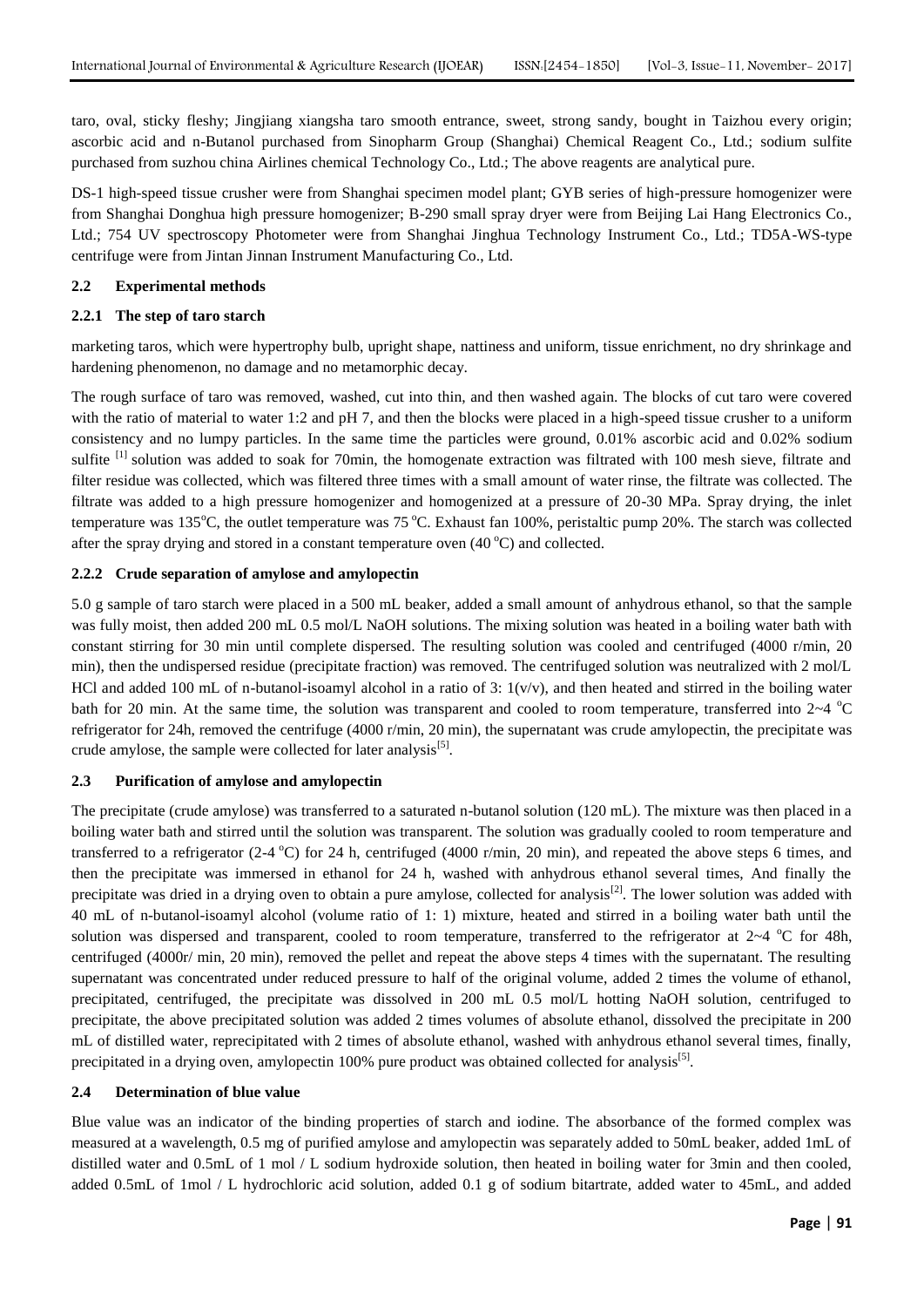taro, oval, sticky fleshy; Jingjiang xiangsha taro smooth entrance, sweet, strong sandy, bought in Taizhou every origin; ascorbic acid and n-Butanol purchased from Sinopharm Group (Shanghai) Chemical Reagent Co., Ltd.; sodium sulfite purchased from suzhou china Airlines chemical Technology Co., Ltd.; The above reagents are analytical pure.

DS-1 high-speed tissue crusher were from Shanghai specimen model plant; GYB series of high-pressure homogenizer were from Shanghai Donghua high pressure homogenizer; B-290 small spray dryer were from Beijing Lai Hang Electronics Co., Ltd.; 754 UV spectroscopy Photometer were from Shanghai Jinghua Technology Instrument Co., Ltd.; TD5A-WS-type centrifuge were from Jintan Jinnan Instrument Manufacturing Co., Ltd.

### 2.2 Experimental methods

#### 2.2.1 The step of taro starch

marketing taros, which were hypertrophy bulb, upright shape, nattiness and uniform, tissue enrichment, no dry shrinkage and hardening phenomenon, no damage and no metamorphic decay.

The rough surface of taro was removed, washed, cut into thin, and then washed again. The blocks of cut taro were covered with the ratio of material to water 1:2 and pH 7, and then the blocks were placed in a high-speed tissue crusher to a uniform consistency and no lumpy particles. In the same time the particles were ground, 0.01% ascorbic acid and 0.02% sodium sulfite [1] solution was added to soak for 70min, the homogenate extraction was filtrated with 100 mesh sieve, filtrate and filter residue was collected, which was filtered three times with a small amount of water rinse, the filtrate was collected. The filtrate was added to a high pressure homogenizer and homogenized at a pressure of 20-30 MPa. Spray drying, the inlet temperature was 135°C, the outlet temperature was 75 °C. Exhaust fan 100%, peristaltic pump 20%. The starch was collected after the spray drying and stored in a constant temperature oven (40 °C) and collected.

#### 2.2.2 Crude separation of amylose and amylopectin

5.0 g sample of taro starch were placed in a 500 mL beaker, added a small amount of anhydrous ethanol, so that the sample was fully moist, then added 200 mL 0.5 mol/L NaOH solutions. The mixing solution was heated in a boiling water bath with constant stirring for 30 min until complete dispersed. The resulting solution was cooled and centrifuged (4000 r/min, 20 min), then the undispersed residue (precipitate fraction) was removed. The centrifuged solution was neutralized with 2 mol/L HCl and added 100 mL of n-butanol-isoamyl alcohol in a ratio of 3: 1(v/v), and then heated and stirred in the boiling water bath for 20 min. At the same time, the solution was transparent and cooled to room temperature, transferred into 2~4 °C refrigerator for 24h, removed the centrifuge (4000 r/min, 20 min), the supernatant was crude amylopectin, the precipitate was crude amylose, the sample were collected for later analysis[5].

### 2.3 Purification of amylose and amylopectin

The precipitate (crude amylose) was transferred to a saturated n-butanol solution (120 mL). The mixture was then placed in a boiling water bath and stirred until the solution was transparent. The solution was gradually cooled to room temperature and transferred to a refrigerator (2-4 °C) for 24 h, centrifuged (4000 r/min, 20 min), and repeated the above steps 6 times, and then the precipitate was immersed in ethanol for 24 h, washed with anhydrous ethanol several times, And finally the precipitate was dried in a drying oven to obtain a pure amylose, collected for analysis[2]. The lower solution was added with 40 mL of n-butanol-isoamyl alcohol (volume ratio of 1: 1) mixture, heated and stirred in a boiling water bath until the solution was dispersed and transparent, cooled to room temperature, transferred to the refrigerator at 2~4 °C for 48h, centrifuged (4000r/ min, 20 min), removed the pellet and repeat the above steps 4 times with the supernatant. The resulting supernatant was concentrated under reduced pressure to half of the original volume, added 2 times the volume of ethanol, precipitated, centrifuged, the precipitate was dissolved in 200 mL 0.5 mol/L hotting NaOH solution, centrifuged to precipitate, the above precipitated solution was added 2 times volumes of absolute ethanol, dissolved the precipitate in 200 mL of distilled water, reprecipitated with 2 times of absolute ethanol, washed with anhydrous ethanol several times, finally, precipitated in a drying oven, amylopectin 100% pure product was obtained collected for analysis[5].

### 2.4 Determination of blue value

Blue value was an indicator of the binding properties of starch and iodine. The absorbance of the formed complex was measured at a wavelength, 0.5 mg of purified amylose and amylopectin was separately added to 50mL beaker, added 1mL of distilled water and 0.5mL of 1 mol / L sodium hydroxide solution, then heated in boiling water for 3min and then cooled, added 0.5mL of 1mol / L hydrochloric acid solution, added 0.1 g of sodium bitartrate, added water to 45mL, and added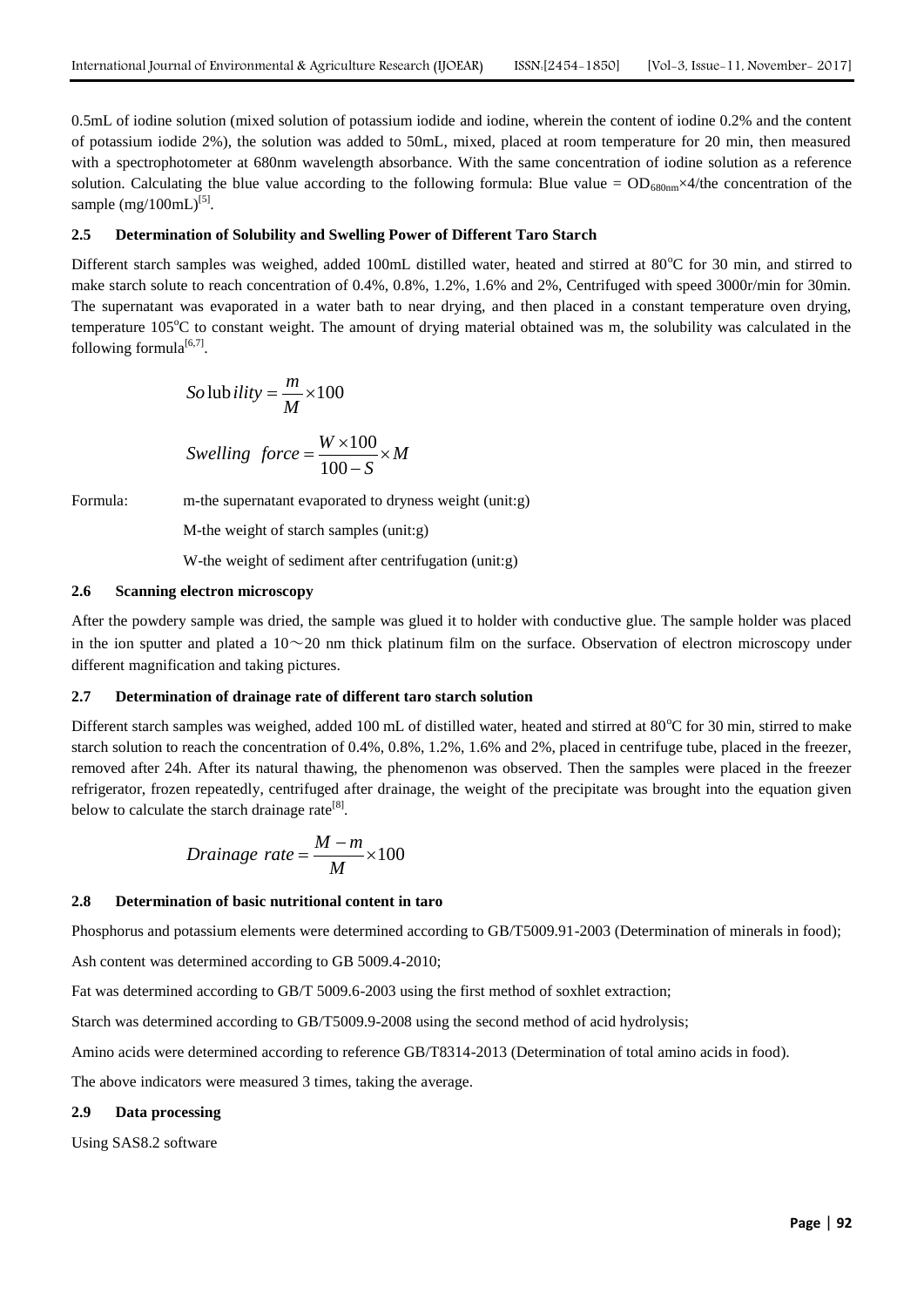0.5mL of iodine solution (mixed solution of potassium iodide and iodine, wherein the content of iodine 0.2% and the content of potassium iodide 2%), the solution was added to 50mL, mixed, placed at room temperature for 20 min, then measured with a spectrophotometer at 680nm wavelength absorbance. With the same concentration of iodine solution as a reference solution. Calculating the blue value according to the following formula: Blue value = $OD_{680nm}$×4/the concentration of the sample (mg/100mL)[5].

### 2.5 Determination of Solubility and Swelling Power of Different Taro Starch

Different starch samples was weighed, added 100mL distilled water, heated and stirred at 80°C for 30 min, and stirred to make starch solute to reach concentration of 0.4%, 0.8%, 1.2%, 1.6% and 2%, Centrifuged with speed 3000r/min for 30min. The supernatant was evaporated in a water bath to near drying, and then placed in a constant temperature oven drying, temperature 105°C to constant weight. The amount of drying material obtained was m, the solubility was calculated in the following formula[6,7].

$$Solubility = \frac{m}{M} \times 100$$

$$Swelling\ \ force = \frac{W \times 100}{100 - S} \times M$$

Formula: m-the supernatant evaporated to dryness weight (unit:g)

M-the weight of starch samples (unit:g)

W-the weight of sediment after centrifugation (unit:g)

### 2.6 Scanning electron microscopy

After the powdery sample was dried, the sample was glued it to holder with conductive glue. The sample holder was placed in the ion sputter and plated a 10～20 nm thick platinum film on the surface. Observation of electron microscopy under different magnification and taking pictures.

### 2.7 Determination of drainage rate of different taro starch solution

Different starch samples was weighed, added 100 mL of distilled water, heated and stirred at 80°C for 30 min, stirred to make starch solution to reach the concentration of 0.4%, 0.8%, 1.2%, 1.6% and 2%, placed in centrifuge tube, placed in the freezer, removed after 24h. After its natural thawing, the phenomenon was observed. Then the samples were placed in the freezer refrigerator, frozen repeatedly, centrifuged after drainage, the weight of the precipitate was brought into the equation given below to calculate the starch drainage rate[8].

$$Drainage\ rate = \frac{M - m}{M} \times 100$$

### 2.8 Determination of basic nutritional content in taro

Phosphorus and potassium elements were determined according to GB/T5009.91-2003 (Determination of minerals in food);

Ash content was determined according to GB 5009.4-2010;

Fat was determined according to GB/T 5009.6-2003 using the first method of soxhlet extraction;

Starch was determined according to GB/T5009.9-2008 using the second method of acid hydrolysis;

Amino acids were determined according to reference GB/T8314-2013 (Determination of total amino acids in food).

The above indicators were measured 3 times, taking the average.

### 2.9 Data processing

Using SAS8.2 software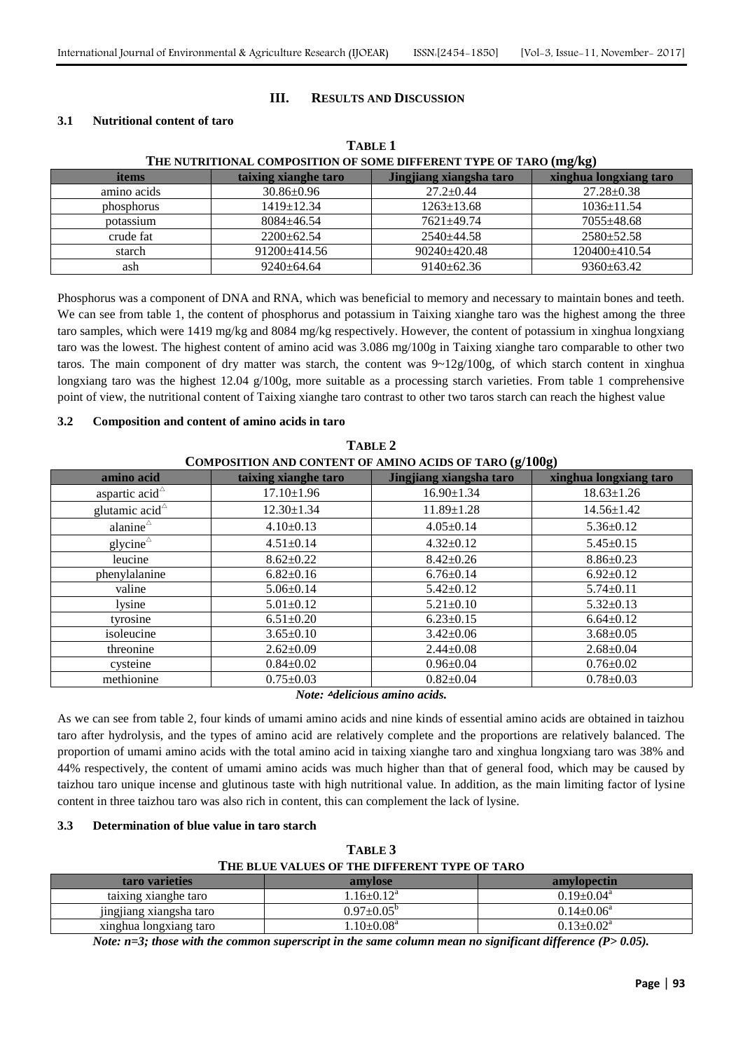## III. RESULTS AND DISCUSSION

### 3.1 Nutritional content of taro

**TABLE 1**
**THE NUTRITIONAL COMPOSITION OF SOME DIFFERENT TYPE OF TARO (mg/kg)**

| items | taixing xianghe taro | Jingjiang xiangsha taro | xinghua longxiang taro |
|---|---|---|---|
| amino acids | 30.86±0.96 | 27.2±0.44 | 27.28±0.38 |
| phosphorus | 1419±12.34 | 1263±13.68 | 1036±11.54 |
| potassium | 8084±46.54 | 7621±49.74 | 7055±48.68 |
| crude fat | 2200±62.54 | 2540±44.58 | 2580±52.58 |
| starch | 91200±414.56 | 90240±420.48 | 120400±410.54 |
| ash | 9240±64.64 | 9140±62.36 | 9360±63.42 |

Phosphorus was a component of DNA and RNA, which was beneficial to memory and necessary to maintain bones and teeth. We can see from table 1, the content of phosphorus and potassium in Taixing xianghe taro was the highest among the three taro samples, which were 1419 mg/kg and 8084 mg/kg respectively. However, the content of potassium in xinghua longxiang taro was the lowest. The highest content of amino acid was 3.086 mg/100g in Taixing xianghe taro comparable to other two taros. The main component of dry matter was starch, the content was 9~12g/100g, of which starch content in xinghua longxiang taro was the highest 12.04 g/100g, more suitable as a processing starch varieties. From table 1 comprehensive point of view, the nutritional content of Taixing xianghe taro contrast to other two taros starch can reach the highest value

### 3.2 Composition and content of amino acids in taro

**TABLE 2**
**COMPOSITION AND CONTENT OF AMINO ACIDS OF TARO (g/100g)**

| amino acid | taixing xianghe taro | Jingjiang xiangsha taro | xinghua longxiang taro |
|---|---|---|---|
| aspartic acid△ | 17.10±1.96 | 16.90±1.34 | 18.63±1.26 |
| glutamic acid△ | 12.30±1.34 | 11.89±1.28 | 14.56±1.42 |
| alanine△ | 4.10±0.13 | 4.05±0.14 | 5.36±0.12 |
| glycine△ | 4.51±0.14 | 4.32±0.12 | 5.45±0.15 |
| leucine | 8.62±0.22 | 8.42±0.26 | 8.86±0.23 |
| phenylalanine | 6.82±0.16 | 6.76±0.14 | 6.92±0.12 |
| valine | 5.06±0.14 | 5.42±0.12 | 5.74±0.11 |
| lysine | 5.01±0.12 | 5.21±0.10 | 5.32±0.13 |
| tyrosine | 6.51±0.20 | 6.23±0.15 | 6.64±0.12 |
| isoleucine | 3.65±0.10 | 3.42±0.06 | 3.68±0.05 |
| threonine | 2.62±0.09 | 2.44±0.08 | 2.68±0.04 |
| cysteine | 0.84±0.02 | 0.96±0.04 | 0.76±0.02 |
| methionine | 0.75±0.03 | 0.82±0.04 | 0.78±0.03 |

*Note: △delicious amino acids.*

As we can see from table 2, four kinds of umami amino acids and nine kinds of essential amino acids are obtained in taizhou taro after hydrolysis, and the types of amino acid are relatively complete and the proportions are relatively balanced. The proportion of umami amino acids with the total amino acid in taixing xianghe taro and xinghua longxiang taro was 38% and 44% respectively, the content of umami amino acids was much higher than that of general food, which may be caused by taizhou taro unique incense and glutinous taste with high nutritional value. In addition, as the main limiting factor of lysine content in three taizhou taro was also rich in content, this can complement the lack of lysine.

### 3.3 Determination of blue value in taro starch

**TABLE 3**
**THE BLUE VALUES OF THE DIFFERENT TYPE OF TARO**

| taro varieties | amylose | amylopectin |
|---|---|---|
| taixing xianghe taro | 1.16±0.12[a] | 0.19±0.04[a] |
| jingjiang xiangsha taro | 0.97±0.05[b] | 0.14±0.06[a] |
| xinghua longxiang taro | 1.10±0.08[a] | 0.13±0.02[a] |

*Note: n=3; those with the common superscript in the same column mean no significant difference ($P > 0.05$).*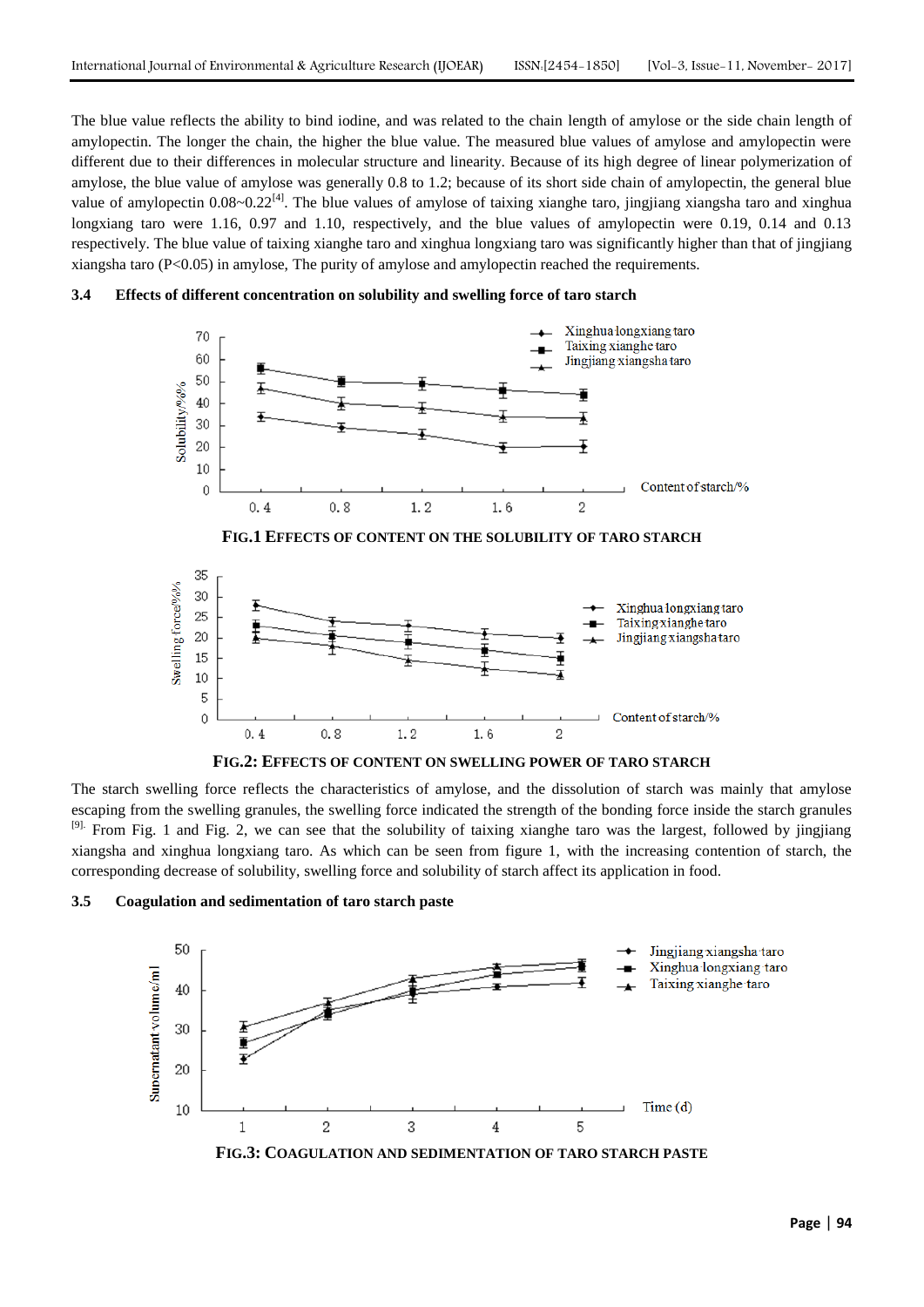The blue value reflects the ability to bind iodine, and was related to the chain length of amylose or the side chain length of amylopectin. The longer the chain, the higher the blue value. The measured blue values of amylose and amylopectin were different due to their differences in molecular structure and linearity. Because of its high degree of linear polymerization of amylose, the blue value of amylose was generally 0.8 to 1.2; because of its short side chain of amylopectin, the general blue value of amylopectin 0.08~0.22[4]. The blue values of amylose of taixing xianghe taro, jingjiang xiangsha taro and xinghua longxiang taro were 1.16, 0.97 and 1.10, respectively, and the blue values of amylopectin were 0.19, 0.14 and 0.13 respectively. The blue value of taixing xianghe taro and xinghua longxiang taro was significantly higher than that of jingjiang xiangsha taro ($P<0.05$) in amylose, The purity of amylose and amylopectin reached the requirements.

### 3.4 Effects of different concentration on solubility and swelling force of taro starch

**FIG.1 EFFECTS OF CONTENT ON THE SOLUBILITY OF TARO STARCH**

**FIG.2: EFFECTS OF CONTENT ON SWELLING POWER OF TARO STARCH**

The starch swelling force reflects the characteristics of amylose, and the dissolution of starch was mainly that amylose escaping from the swelling granules, the swelling force indicated the strength of the bonding force inside the starch granules [9]. From Fig. 1 and Fig. 2, we can see that the solubility of taixing xianghe taro was the largest, followed by jingjiang xiangsha and xinghua longxiang taro. As which can be seen from figure 1, with the increasing contention of starch, the corresponding decrease of solubility, swelling force and solubility of starch affect its application in food.

### 3.5 Coagulation and sedimentation of taro starch paste

**FIG.3: COAGULATION AND SEDIMENTATION OF TARO STARCH PASTE**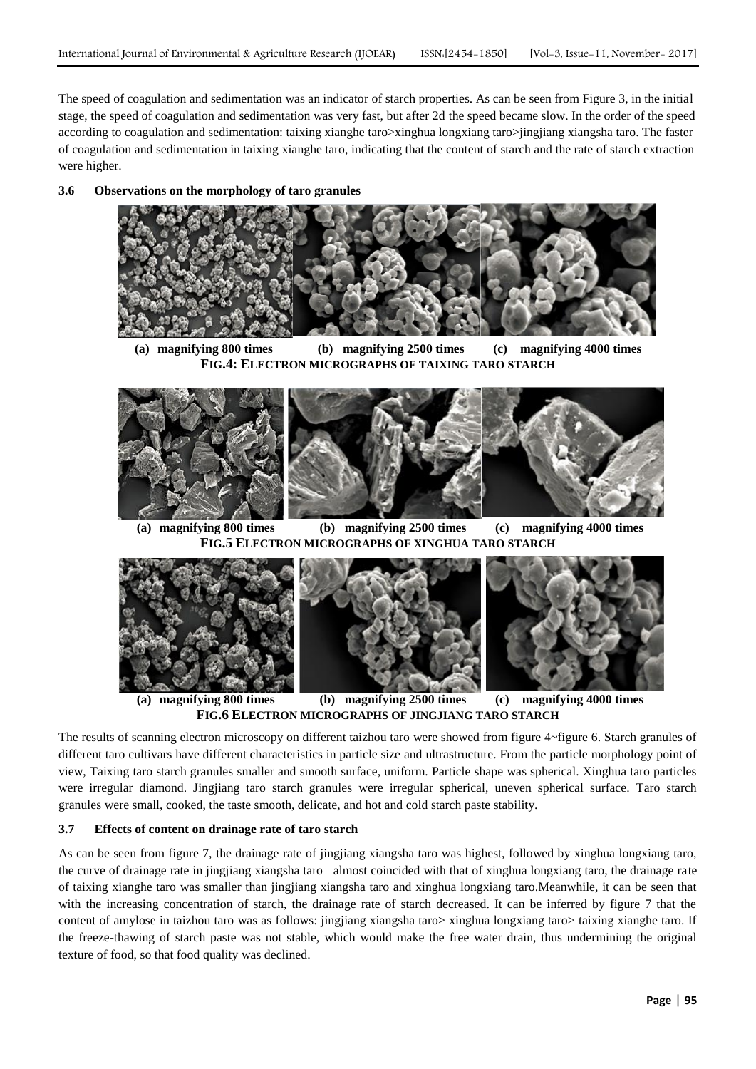The speed of coagulation and sedimentation was an indicator of starch properties. As can be seen from Figure 3, in the initial stage, the speed of coagulation and sedimentation was very fast, but after 2d the speed became slow. In the order of the speed according to coagulation and sedimentation: taixing xianghe taro>xinghua longxiang taro>jingjiang xiangsha taro. The faster of coagulation and sedimentation in taixing xianghe taro, indicating that the content of starch and the rate of starch extraction were higher.

### 3.6 Observations on the morphology of taro granules

(a) magnifying 800 times (b) magnifying 2500 times (c) magnifying 4000 times

**FIG.4: ELECTRON MICROGRAPHS OF TAIXING TARO STARCH**

(a) magnifying 800 times (b) magnifying 2500 times (c) magnifying 4000 times

**FIG.5 ELECTRON MICROGRAPHS OF XINGHUA TARO STARCH**

(a) magnifying 800 times (b) magnifying 2500 times (c) magnifying 4000 times

**FIG.6 ELECTRON MICROGRAPHS OF JINGJIANG TARO STARCH**

The results of scanning electron microscopy on different taizhou taro were showed from figure 4~figure 6. Starch granules of different taro cultivars have different characteristics in particle size and ultrastructure. From the particle morphology point of view, Taixing taro starch granules smaller and smooth surface, uniform. Particle shape was spherical. Xinghua taro particles were irregular diamond. Jingjiang taro starch granules were irregular spherical, uneven spherical surface. Taro starch granules were small, cooked, the taste smooth, delicate, and hot and cold starch paste stability.

### 3.7 Effects of content on drainage rate of taro starch

As can be seen from figure 7, the drainage rate of jingjiang xiangsha taro was highest, followed by xinghua longxiang taro, the curve of drainage rate in jingjiang xiangsha taro almost coincided with that of xinghua longxiang taro, the drainage rate of taixing xianghe taro was smaller than jingjiang xiangsha taro and xinghua longxiang taro.Meanwhile, it can be seen that with the increasing concentration of starch, the drainage rate of starch decreased. It can be inferred by figure 7 that the content of amylose in taizhou taro was as follows: jingjiang xiangsha taro> xinghua longxiang taro> taixing xianghe taro. If the freeze-thawing of starch paste was not stable, which would make the free water drain, thus undermining the original texture of food, so that food quality was declined.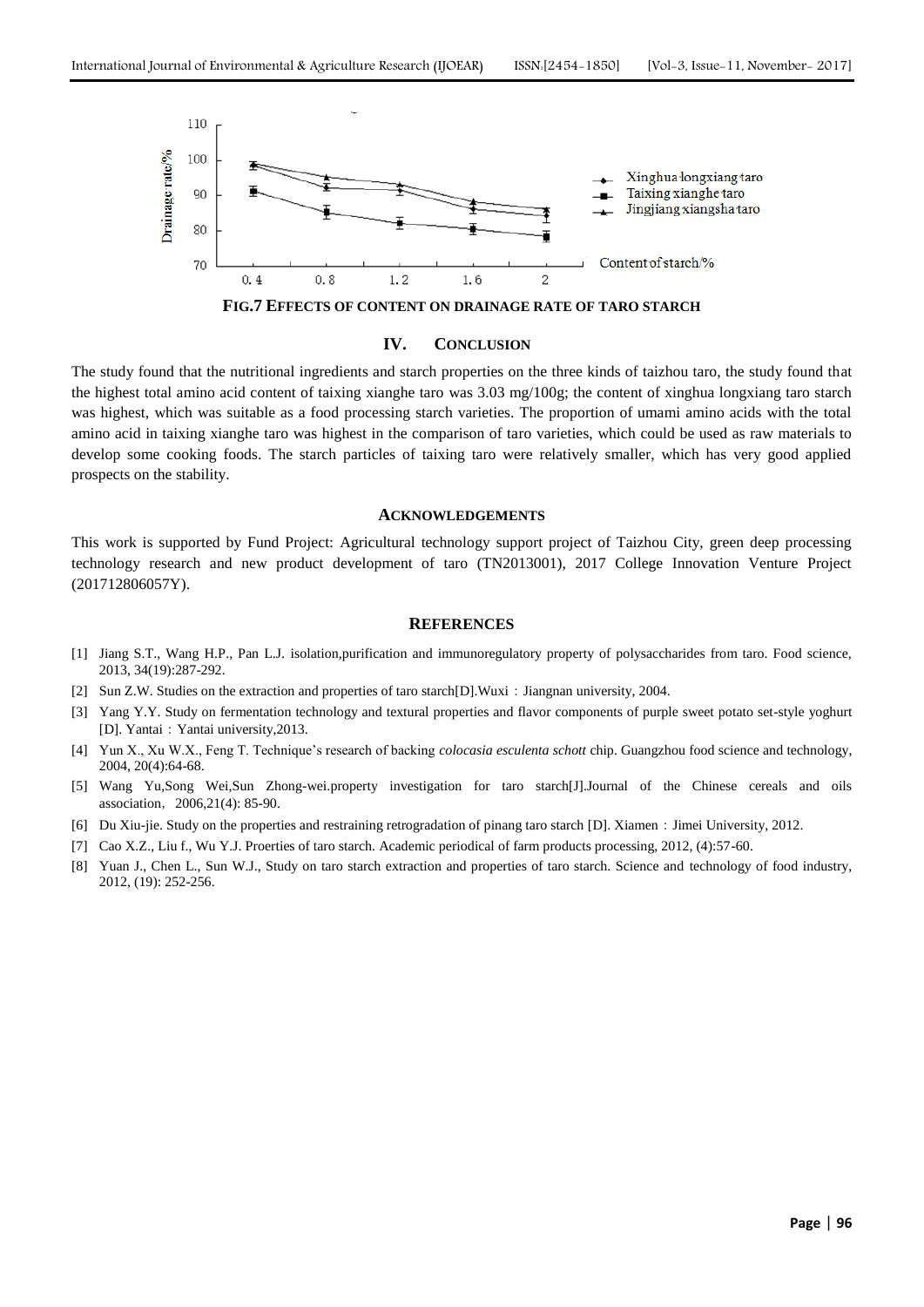110

100

90

80

70

Drainage rate/%

0.4

0.8

1.2

1.6

2

Content of starch/%

Xinghua longxiang taro

Taixing xianghe taro

Jingjiang xiangsha taro

**FIG.7 EFFECTS OF CONTENT ON DRAINAGE RATE OF TARO STARCH**

## IV. CONCLUSION

The study found that the nutritional ingredients and starch properties on the three kinds of taizhou taro, the study found that the highest total amino acid content of taixing xianghe taro was 3.03 mg/100g; the content of xinghua longxiang taro starch was highest, which was suitable as a food processing starch varieties. The proportion of umami amino acids with the total amino acid in taixing xianghe taro was highest in the comparison of taro varieties, which could be used as raw materials to develop some cooking foods. The starch particles of taixing taro were relatively smaller, which has very good applied prospects on the stability.

## ACKNOWLEDGEMENTS

This work is supported by Fund Project: Agricultural technology support project of Taizhou City, green deep processing technology research and new product development of taro (TN2013001), 2017 College Innovation Venture Project (201712806057Y).

## REFERENCES

[1] Jiang S.T., Wang H.P., Pan L.J. isolation,purification and immunoregulatory property of polysaccharides from taro. Food science, 2013, 34(19):287-292.

[2] Sun Z.W. Studies on the extraction and properties of taro starch[D].Wuxi：Jiangnan university, 2004.

[3] Yang Y.Y. Study on fermentation technology and textural properties and flavor components of purple sweet potato set-style yoghurt [D]. Yantai：Yantai university,2013.

[4] Yun X., Xu W.X., Feng T. Technique's research of backing *colocasia esculenta schott* chip. Guangzhou food science and technology, 2004, 20(4):64-68.

[5] Wang Yu,Song Wei,Sun Zhong-wei.property investigation for taro starch[J].Journal of the Chinese cereals and oils association, 2006,21(4): 85-90.

[6] Du Xiu-jie. Study on the properties and restraining retrogradation of pinang taro starch [D]. Xiamen：Jimei University, 2012.

[7] Cao X.Z., Liu f., Wu Y.J. Proerties of taro starch. Academic periodical of farm products processing, 2012, (4):57-60.

[8] Yuan J., Chen L., Sun W.J., Study on taro starch extraction and properties of taro starch. Science and technology of food industry, 2012, (19): 252-256.